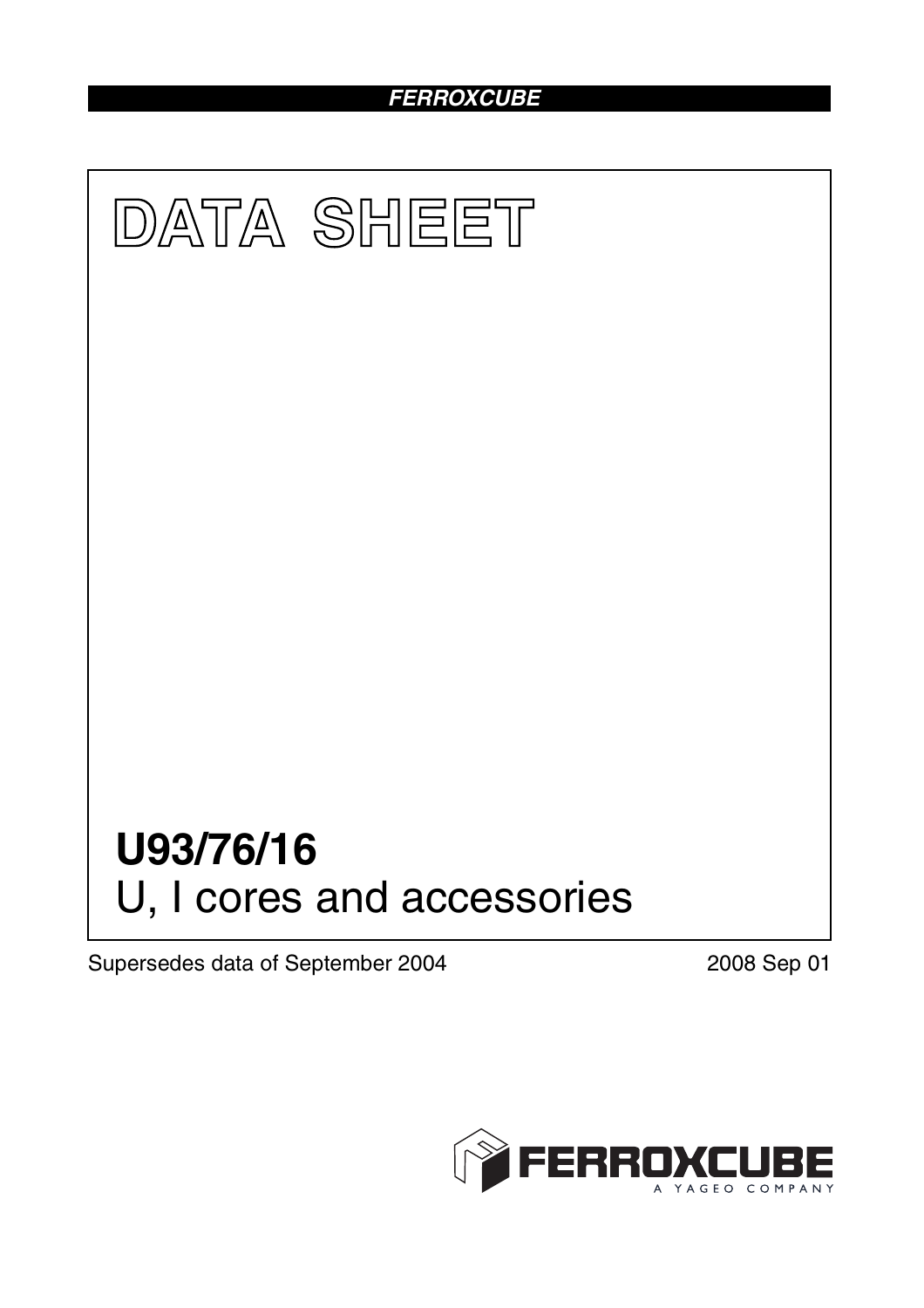FERROXCUBE

# DATA SHEET

# U93/76/16

## U, I cores and accessories

Supersedes data of September 2004

2008 Sep 01

FERROXCUBE
A YAGEO COMPANY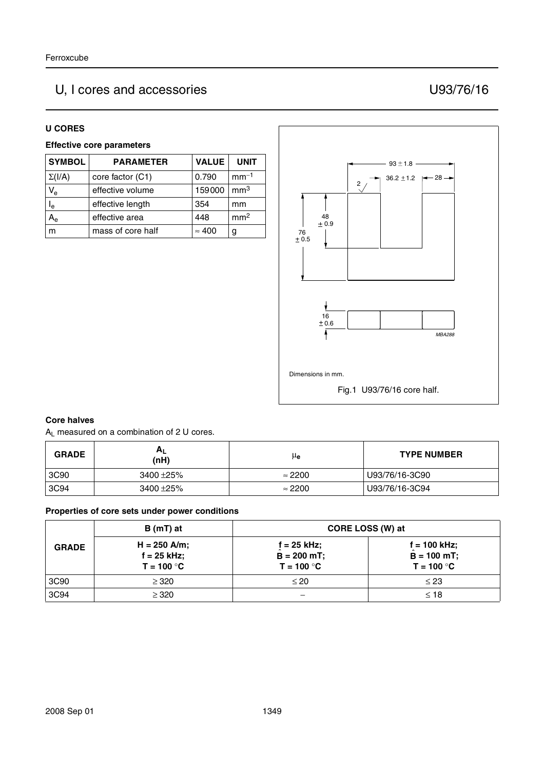## U, I cores and accessories U93/76/16

### U CORES

#### Effective core parameters

| SYMBOL | PARAMETER | VALUE | UNIT |
|---|---|---|---|
| $\Sigma(I/A)$ | core factor (C1) | 0.790 | $mm^{-1}$ |
| $V_e$ | effective volume | 159000 | $mm^3$ |
| $l_e$ | effective length | 354 | mm |
| $A_e$ | effective area | 448 | $mm^2$ |
| m | mass of core half | ≈ 400 | g |

Dimensions in mm.

Fig.1 U93/76/16 core half.

#### Core halves

$A_L$ measured on a combination of 2 U cores.

| GRADE | $A_L$ (nH) | $\mu_e$ | TYPE NUMBER |
|---|---|---|---|
| 3C90 | 3400 ±25% | ≈ 2200 | U93/76/16-3C90 |
| 3C94 | 3400 ±25% | ≈ 2200 | U93/76/16-3C94 |

#### Properties of core sets under power conditions

| GRADE | B (mT) at | CORE LOSS (W) at | |
|---|---|---|---|
| | H = 250 A/m; f = 25 kHz; T = 100 °C | f = 25 kHz; $\hat{B}$ = 200 mT; T = 100 °C | f = 100 kHz; $\hat{B}$ = 100 mT; T = 100 °C |
| 3C90 | ≥ 320 | ≤ 20 | ≤ 23 |
| 3C94 | ≥ 320 | − | ≤ 18 |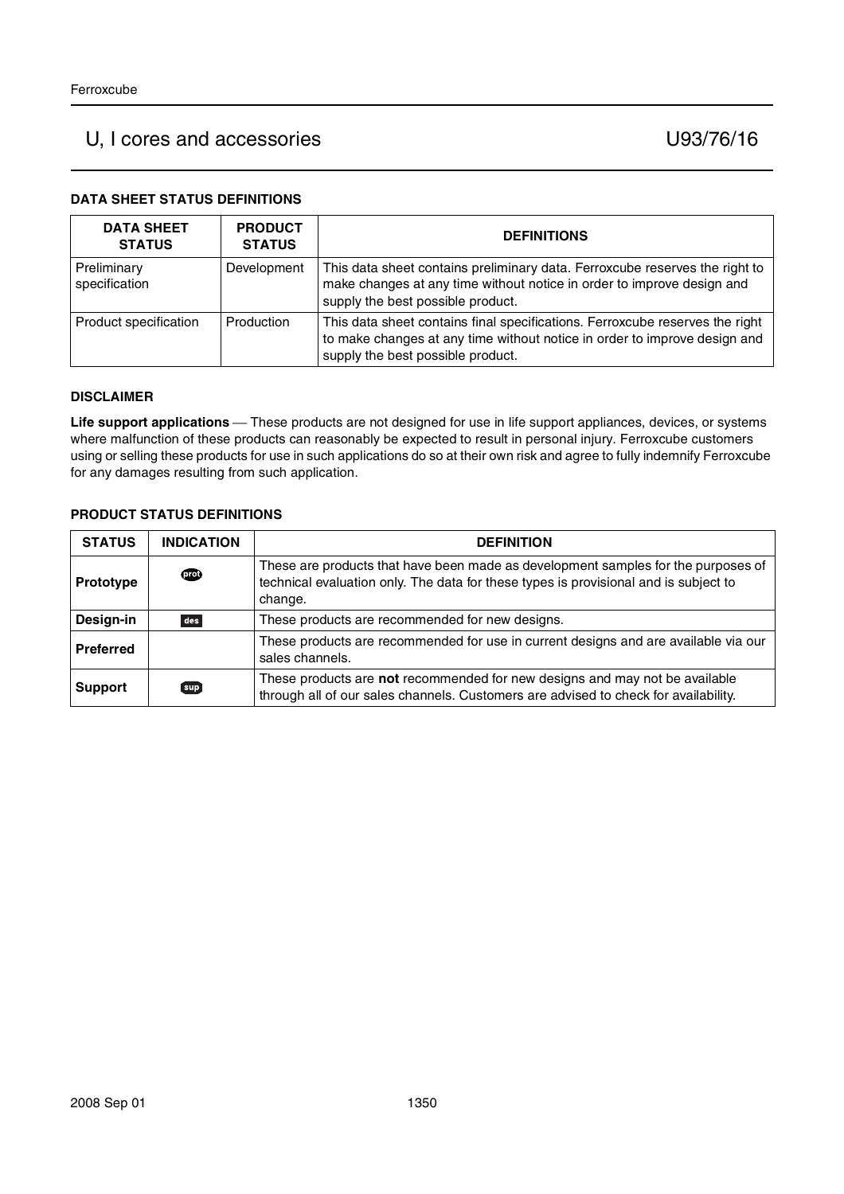## DATA SHEET STATUS DEFINITIONS

| DATA SHEET STATUS | PRODUCT STATUS | DEFINITIONS |
|---|---|---|
| Preliminary specification | Development | This data sheet contains preliminary data. Ferroxcube reserves the right to make changes at any time without notice in order to improve design and supply the best possible product. |
| Product specification | Production | This data sheet contains final specifications. Ferroxcube reserves the right to make changes at any time without notice in order to improve design and supply the best possible product. |

## DISCLAIMER

**Life support applications** — These products are not designed for use in life support appliances, devices, or systems where malfunction of these products can reasonably be expected to result in personal injury. Ferroxcube customers using or selling these products for use in such applications do so at their own risk and agree to fully indemnify Ferroxcube for any damages resulting from such application.

## PRODUCT STATUS DEFINITIONS

| STATUS | INDICATION | DEFINITION |
|---|---|---|
| **Prototype** | prot | These are products that have been made as development samples for the purposes of technical evaluation only. The data for these types is provisional and is subject to change. |
| **Design-in** | des | These products are recommended for new designs. |
| **Preferred** | | These products are recommended for use in current designs and are available via our sales channels. |
| **Support** | sup | These products are **not** recommended for new designs and may not be available through all of our sales channels. Customers are advised to check for availability. |